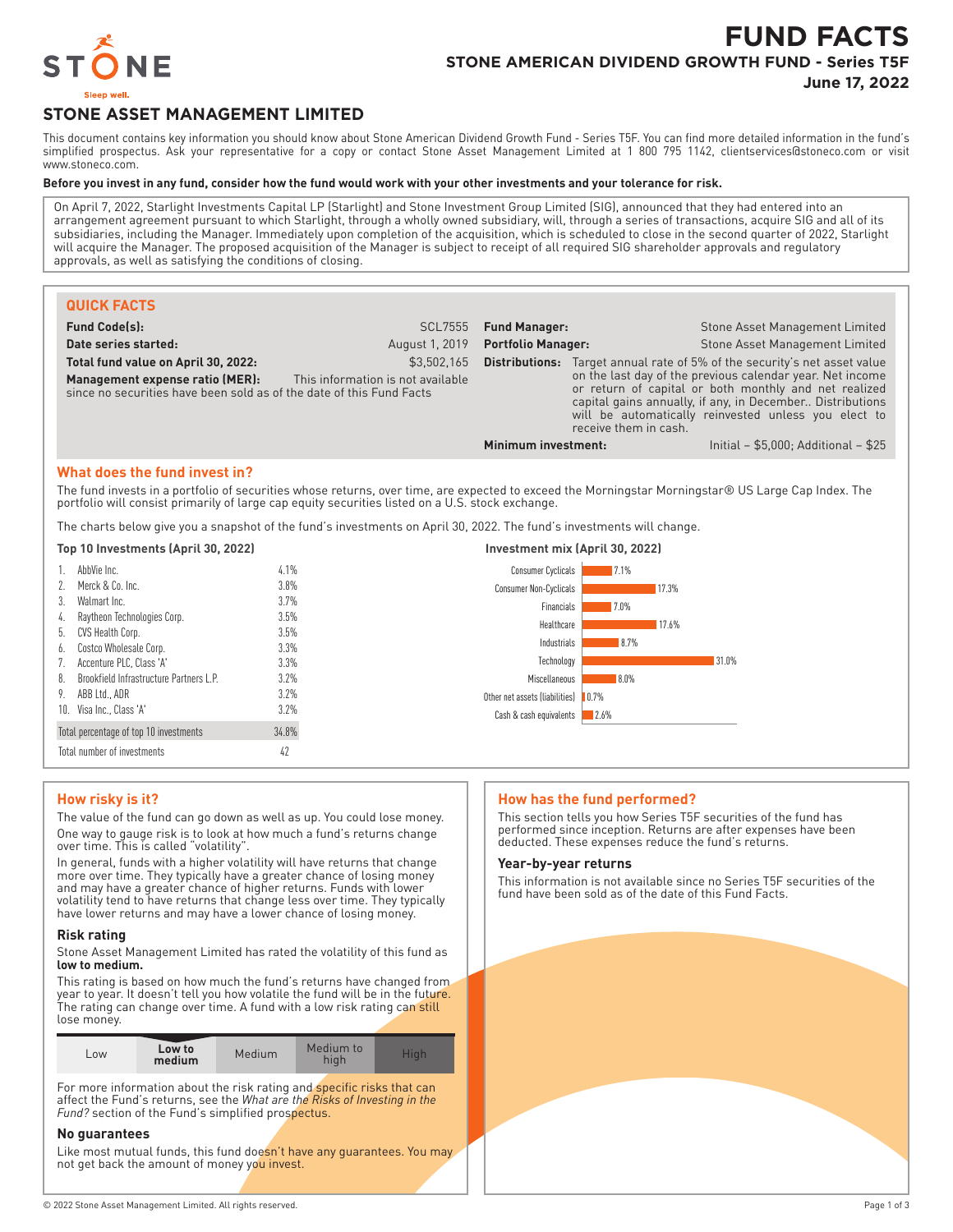# FUND FACTS

## STONE AMERICAN DIVIDEND GROWTH FUND - Series T5F

**June 17, 2022**

STONE

Sleep well.

## STONE ASSET MANAGEMENT LIMITED

This document contains key information you should know about Stone American Dividend Growth Fund - Series T5F. You can find more detailed information in the fund's simplified prospectus. Ask your representative for a copy or contact Stone Asset Management Limited at 1 800 795 1142, clientservices@stoneco.com or visit www.stoneco.com.

**Before you invest in any fund, consider how the fund would work with your other investments and your tolerance for risk.**

On April 7, 2022, Starlight Investments Capital LP (Starlight) and Stone Investment Group Limited (SIG), announced that they had entered into an arrangement agreement pursuant to which Starlight, through a wholly owned subsidiary, will, through a series of transactions, acquire SIG and all of its subsidiaries, including the Manager. Immediately upon completion of the acquisition, which is scheduled to close in the second quarter of 2022, Starlight will acquire the Manager. The proposed acquisition of the Manager is subject to receipt of all required SIG shareholder approvals and regulatory approvals, as well as satisfying the conditions of closing.

### QUICK FACTS

| | | | |
|---|---|---|---|
| **Fund Code(s):** | SCL7555 | **Fund Manager:** | Stone Asset Management Limited |
| **Date series started:** | August 1, 2019 | **Portfolio Manager:** | Stone Asset Management Limited |
| **Total fund value on April 30, 2022:** | $3,502,165 | **Distributions:** | Target annual rate of 5% of the security's net asset value on the last day of the previous calendar year. Net income or return of capital or both monthly and net realized capital gains annually, if any, in December.. Distributions will be automatically reinvested unless you elect to receive them in cash. |
| **Management expense ratio (MER):** | This information is not available since no securities have been sold as of the date of this Fund Facts | **Minimum investment:** | Initial – $5,000; Additional – $25 |

### What does the fund invest in?

The fund invests in a portfolio of securities whose returns, over time, are expected to exceed the Morningstar Morningstar® US Large Cap Index. The portfolio will consist primarily of large cap equity securities listed on a U.S. stock exchange.

The charts below give you a snapshot of the fund's investments on April 30, 2022. The fund's investments will change.

**Top 10 Investments (April 30, 2022)**

| | | |
|---|---|---|
| 1. | AbbVie Inc. | 4.1% |
| 2. | Merck & Co. Inc. | 3.8% |
| 3. | Walmart Inc. | 3.7% |
| 4. | Raytheon Technologies Corp. | 3.5% |
| 5. | CVS Health Corp. | 3.5% |
| 6. | Costco Wholesale Corp. | 3.3% |
| 7. | Accenture PLC, Class 'A' | 3.3% |
| 8. | Brookfield Infrastructure Partners L.P. | 3.2% |
| 9. | ABB Ltd., ADR | 3.2% |
| 10. | Visa Inc., Class 'A' | 3.2% |
| | Total percentage of top 10 investments | 34.8% |
| | Total number of investments | 42 |

**Investment mix (April 30, 2022)**

| | |
|---|---|
| Consumer Cyclicals | 7.1% |
| Consumer Non-Cyclicals | 17.3% |
| Financials | 7.0% |
| Healthcare | 17.6% |
| Industrials | 8.7% |
| Technology | 31.0% |
| Miscellaneous | 8.0% |
| Other net assets (liabilities) | 0.7% |
| Cash & cash equivalents | 2.6% |

### How risky is it?

The value of the fund can go down as well as up. You could lose money.

One way to gauge risk is to look at how much a fund's returns change over time. This is called "volatility".

In general, funds with a higher volatility will have returns that change more over time. They typically have a greater chance of losing money and may have a greater chance of higher returns. Funds with lower volatility tend to have returns that change less over time. They typically have lower returns and may have a lower chance of losing money.

#### Risk rating

Stone Asset Management Limited has rated the volatility of this fund as **low to medium.**

This rating is based on how much the fund's returns have changed from year to year. It doesn't tell you how volatile the fund will be in the future. The rating can change over time. A fund with a low risk rating can still lose money.

| Low | **Low to medium** | Medium | Medium to high | High |
|---|---|---|---|---|

For more information about the risk rating and specific risks that can affect the Fund's returns, see the *What are the Risks of Investing in the Fund?* section of the Fund's simplified prospectus.

#### No guarantees

Like most mutual funds, this fund doesn't have any guarantees. You may not get back the amount of money you invest.

### How has the fund performed?

This section tells you how Series T5F securities of the fund has performed since inception. Returns are after expenses have been deducted. These expenses reduce the fund's returns.

#### Year-by-year returns

This information is not available since no Series T5F securities of the fund have been sold as of the date of this Fund Facts.

© 2022 Stone Asset Management Limited. All rights reserved.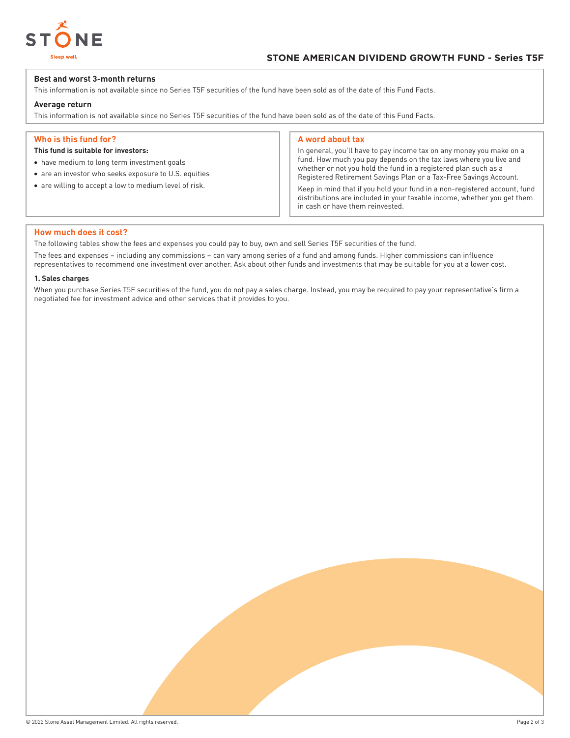### Best and worst 3-month returns

This information is not available since no Series T5F securities of the fund have been sold as of the date of this Fund Facts.

### Average return

This information is not available since no Series T5F securities of the fund have been sold as of the date of this Fund Facts.

## Who is this fund for?

**This fund is suitable for investors:**

- have medium to long term investment goals
- are an investor who seeks exposure to U.S. equities
- are willing to accept a low to medium level of risk.

## A word about tax

In general, you'll have to pay income tax on any money you make on a fund. How much you pay depends on the tax laws where you live and whether or not you hold the fund in a registered plan such as a Registered Retirement Savings Plan or a Tax-Free Savings Account.

Keep in mind that if you hold your fund in a non-registered account, fund distributions are included in your taxable income, whether you get them in cash or have them reinvested.

## How much does it cost?

The following tables show the fees and expenses you could pay to buy, own and sell Series T5F securities of the fund.

The fees and expenses – including any commissions – can vary among series of a fund and among funds. Higher commissions can influence representatives to recommend one investment over another. Ask about other funds and investments that may be suitable for you at a lower cost.

### 1. Sales charges

When you purchase Series T5F securities of the fund, you do not pay a sales charge. Instead, you may be required to pay your representative's firm a negotiated fee for investment advice and other services that it provides to you.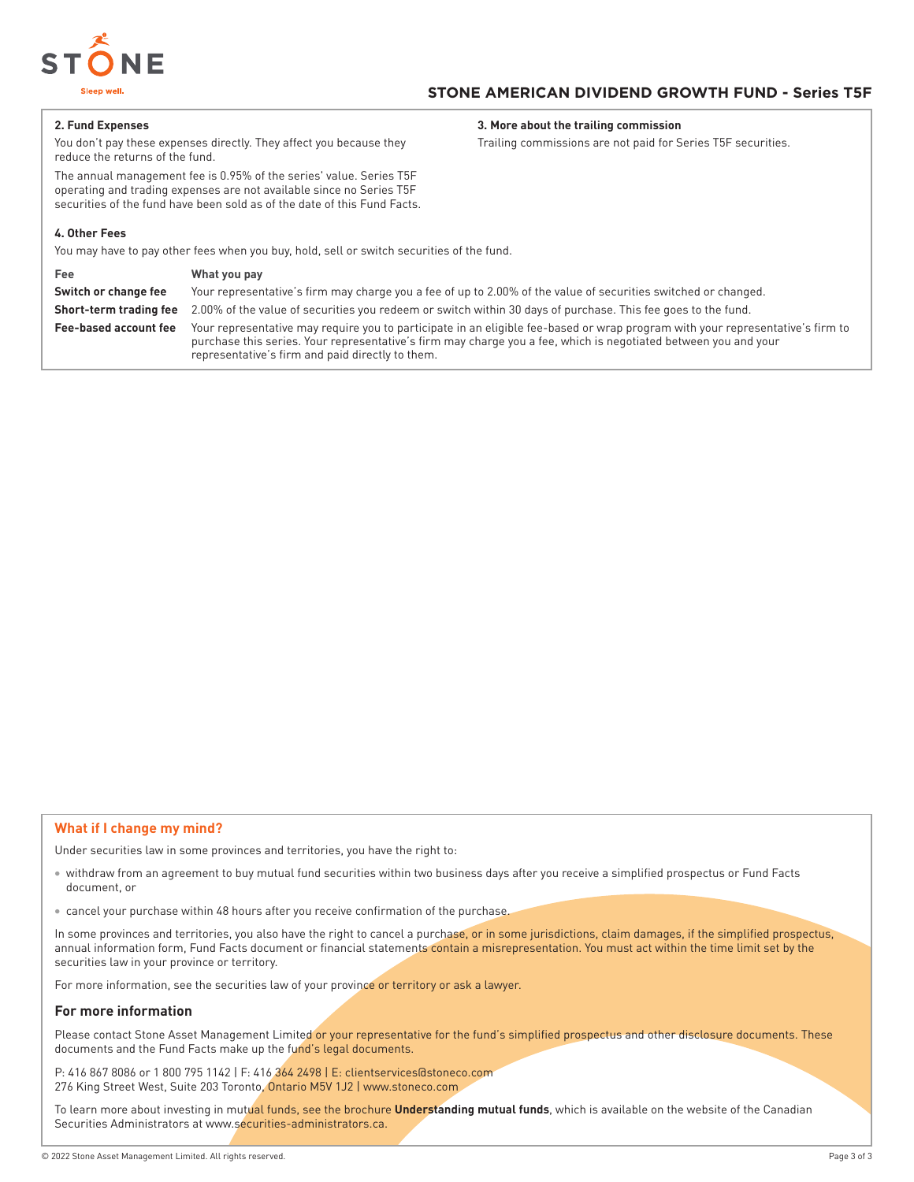## STONE AMERICAN DIVIDEND GROWTH FUND - Series T5F

### 2. Fund Expenses

You don't pay these expenses directly. They affect you because they reduce the returns of the fund.

The annual management fee is 0.95% of the series' value. Series T5F operating and trading expenses are not available since no Series T5F securities of the fund have been sold as of the date of this Fund Facts.

### 3. More about the trailing commission

Trailing commissions are not paid for Series T5F securities.

### 4. Other Fees

You may have to pay other fees when you buy, hold, sell or switch securities of the fund.

| Fee | What you pay |
|---|---|
| **Switch or change fee** | Your representative's firm may charge you a fee of up to 2.00% of the value of securities switched or changed. |
| **Short-term trading fee** | 2.00% of the value of securities you redeem or switch within 30 days of purchase. This fee goes to the fund. |
| **Fee-based account fee** | Your representative may require you to participate in an eligible fee-based or wrap program with your representative's firm to purchase this series. Your representative's firm may charge you a fee, which is negotiated between you and your representative's firm and paid directly to them. |

## What if I change my mind?

Under securities law in some provinces and territories, you have the right to:

- withdraw from an agreement to buy mutual fund securities within two business days after you receive a simplified prospectus or Fund Facts document, or
- cancel your purchase within 48 hours after you receive confirmation of the purchase.

In some provinces and territories, you also have the right to cancel a purchase, or in some jurisdictions, claim damages, if the simplified prospectus, annual information form, Fund Facts document or financial statements contain a misrepresentation. You must act within the time limit set by the securities law in your province or territory.

For more information, see the securities law of your province or territory or ask a lawyer.

## For more information

Please contact Stone Asset Management Limited or your representative for the fund's simplified prospectus and other disclosure documents. These documents and the Fund Facts make up the fund's legal documents.

P: 416 867 8086 or 1 800 795 1142 | F: 416 364 2498 | E: clientservices@stoneco.com
276 King Street West, Suite 203 Toronto, Ontario M5V 1J2 | www.stoneco.com

To learn more about investing in mutual funds, see the brochure **Understanding mutual funds**, which is available on the website of the Canadian Securities Administrators at www.securities-administrators.ca.

© 2022 Stone Asset Management Limited. All rights reserved.